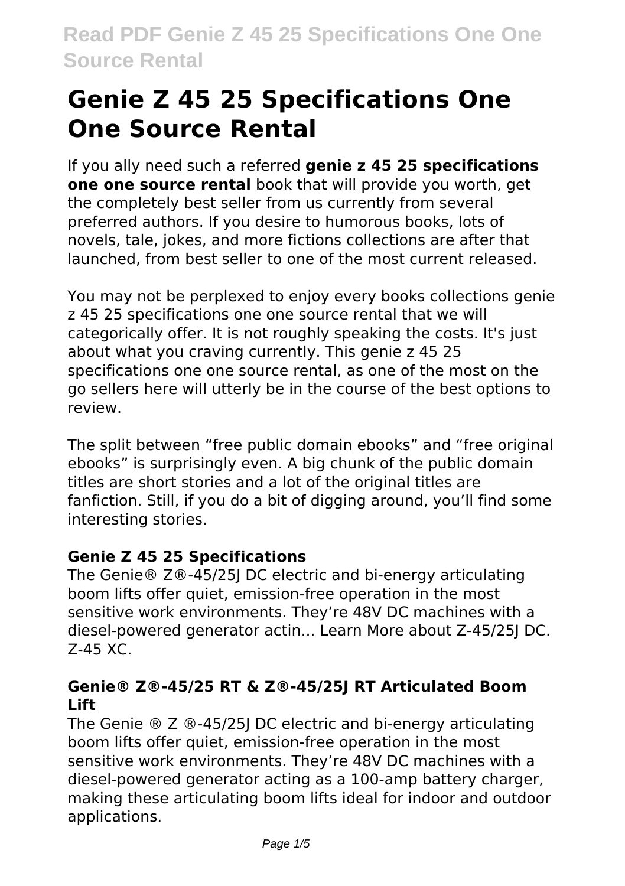# Genie Z 45 25 Specifications One One Source Rental

If you ally need such a referred **genie z 45 25 specifications one one source rental** book that will provide you worth, get the completely best seller from us currently from several preferred authors. If you desire to humorous books, lots of novels, tale, jokes, and more fictions collections are after that launched, from best seller to one of the most current released.

You may not be perplexed to enjoy every books collections genie z 45 25 specifications one one source rental that we will categorically offer. It is not roughly speaking the costs. It's just about what you craving currently. This genie z 45 25 specifications one one source rental, as one of the most on the go sellers here will utterly be in the course of the best options to review.

The split between "free public domain ebooks" and "free original ebooks" is surprisingly even. A big chunk of the public domain titles are short stories and a lot of the original titles are fanfiction. Still, if you do a bit of digging around, you'll find some interesting stories.

### Genie Z 45 25 Specifications

The Genie® Z®-45/25J DC electric and bi-energy articulating boom lifts offer quiet, emission-free operation in the most sensitive work environments. They're 48V DC machines with a diesel-powered generator actin... Learn More about Z-45/25J DC. Z-45 XC.

### Genie® Z®-45/25 RT & Z®-45/25J RT Articulated Boom Lift

The Genie ® Z ®-45/25J DC electric and bi-energy articulating boom lifts offer quiet, emission-free operation in the most sensitive work environments. They're 48V DC machines with a diesel-powered generator acting as a 100-amp battery charger, making these articulating boom lifts ideal for indoor and outdoor applications.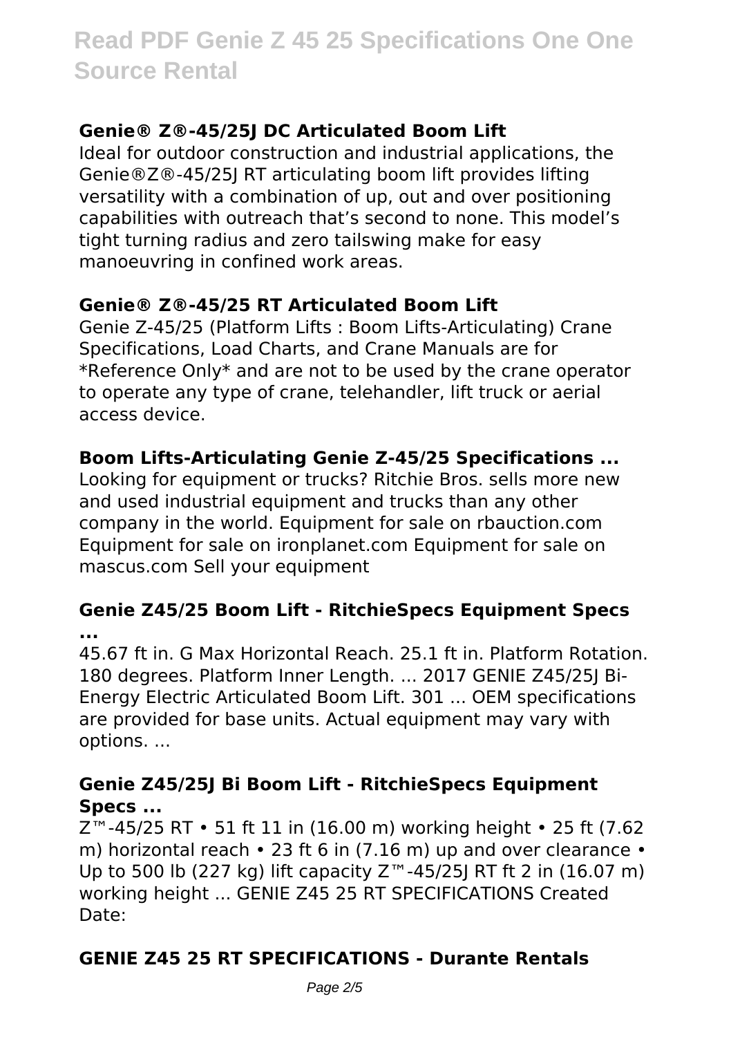### Genie® Z®-45/25J DC Articulated Boom Lift

Ideal for outdoor construction and industrial applications, the Genie®Z®-45/25J RT articulating boom lift provides lifting versatility with a combination of up, out and over positioning capabilities with outreach that's second to none. This model's tight turning radius and zero tailswing make for easy manoeuvring in confined work areas.

### Genie® Z®-45/25 RT Articulated Boom Lift

Genie Z-45/25 (Platform Lifts : Boom Lifts-Articulating) Crane Specifications, Load Charts, and Crane Manuals are for *Reference Only* and are not to be used by the crane operator to operate any type of crane, telehandler, lift truck or aerial access device.

### Boom Lifts-Articulating Genie Z-45/25 Specifications ...

Looking for equipment or trucks? Ritchie Bros. sells more new and used industrial equipment and trucks than any other company in the world. Equipment for sale on rbauction.com Equipment for sale on ironplanet.com Equipment for sale on mascus.com Sell your equipment

### Genie Z45/25 Boom Lift - RitchieSpecs Equipment Specs ...

45.67 ft in. G Max Horizontal Reach. 25.1 ft in. Platform Rotation. 180 degrees. Platform Inner Length. ... 2017 GENIE Z45/25J Bi-Energy Electric Articulated Boom Lift. 301 ... OEM specifications are provided for base units. Actual equipment may vary with options. ...

### Genie Z45/25J Bi Boom Lift - RitchieSpecs Equipment Specs ...

Z™-45/25 RT • 51 ft 11 in (16.00 m) working height • 25 ft (7.62 m) horizontal reach • 23 ft 6 in (7.16 m) up and over clearance • Up to 500 lb (227 kg) lift capacity Z™-45/25J RT ft 2 in (16.07 m) working height ... GENIE Z45 25 RT SPECIFICATIONS Created Date:

### GENIE Z45 25 RT SPECIFICATIONS - Durante Rentals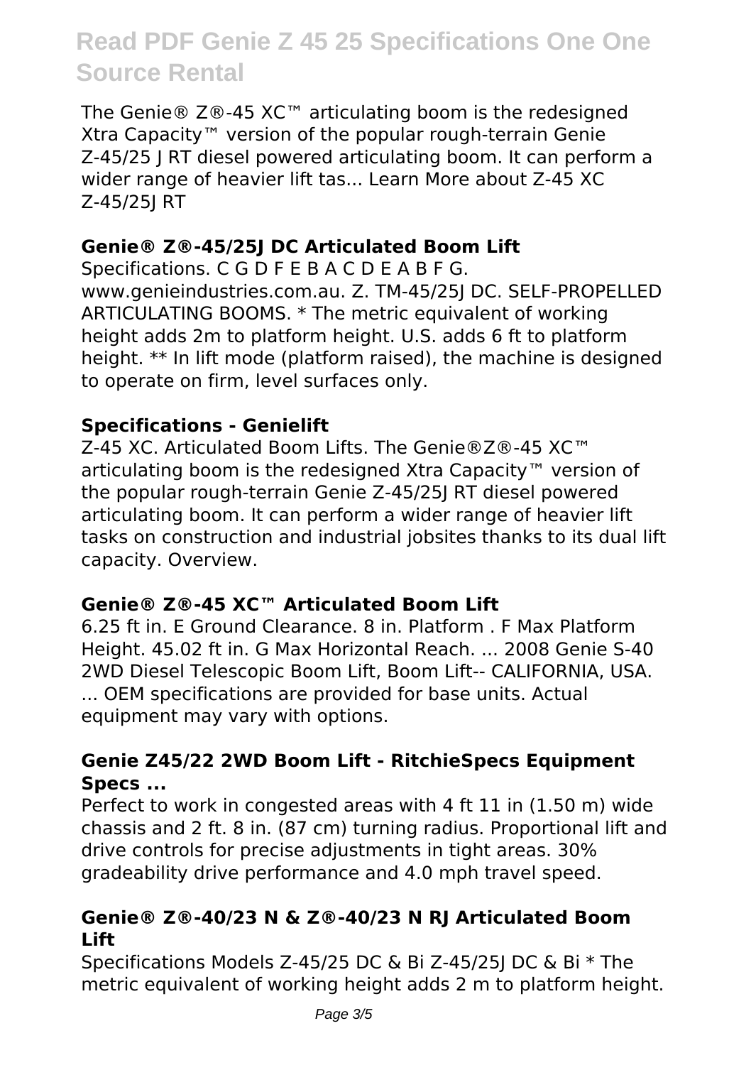The Genie® Z®-45 XC™ articulating boom is the redesigned Xtra Capacity™ version of the popular rough-terrain Genie Z-45/25 J RT diesel powered articulating boom. It can perform a wider range of heavier lift tas... Learn More about Z-45 XC Z-45/25J RT

### Genie® Z®-45/25J DC Articulated Boom Lift

Specifications. C G D F E B A C D E A B F G. www.genieindustries.com.au. Z. TM-45/25J DC. SELF-PROPELLED ARTICULATING BOOMS. * The metric equivalent of working height adds 2m to platform height. U.S. adds 6 ft to platform height. ** In lift mode (platform raised), the machine is designed to operate on firm, level surfaces only.

### Specifications - Genielift

Z-45 XC. Articulated Boom Lifts. The Genie®Z®-45 XC™ articulating boom is the redesigned Xtra Capacity™ version of the popular rough-terrain Genie Z-45/25J RT diesel powered articulating boom. It can perform a wider range of heavier lift tasks on construction and industrial jobsites thanks to its dual lift capacity. Overview.

### Genie® Z®-45 XC™ Articulated Boom Lift

6.25 ft in. E Ground Clearance. 8 in. Platform . F Max Platform Height. 45.02 ft in. G Max Horizontal Reach. ... 2008 Genie S-40 2WD Diesel Telescopic Boom Lift, Boom Lift-- CALIFORNIA, USA. ... OEM specifications are provided for base units. Actual equipment may vary with options.

### Genie Z45/22 2WD Boom Lift - RitchieSpecs Equipment Specs ...

Perfect to work in congested areas with 4 ft 11 in (1.50 m) wide chassis and 2 ft. 8 in. (87 cm) turning radius. Proportional lift and drive controls for precise adjustments in tight areas. 30% gradeability drive performance and 4.0 mph travel speed.

### Genie® Z®-40/23 N & Z®-40/23 N RJ Articulated Boom Lift

Specifications Models Z-45/25 DC & Bi Z-45/25J DC & Bi * The metric equivalent of working height adds 2 m to platform height.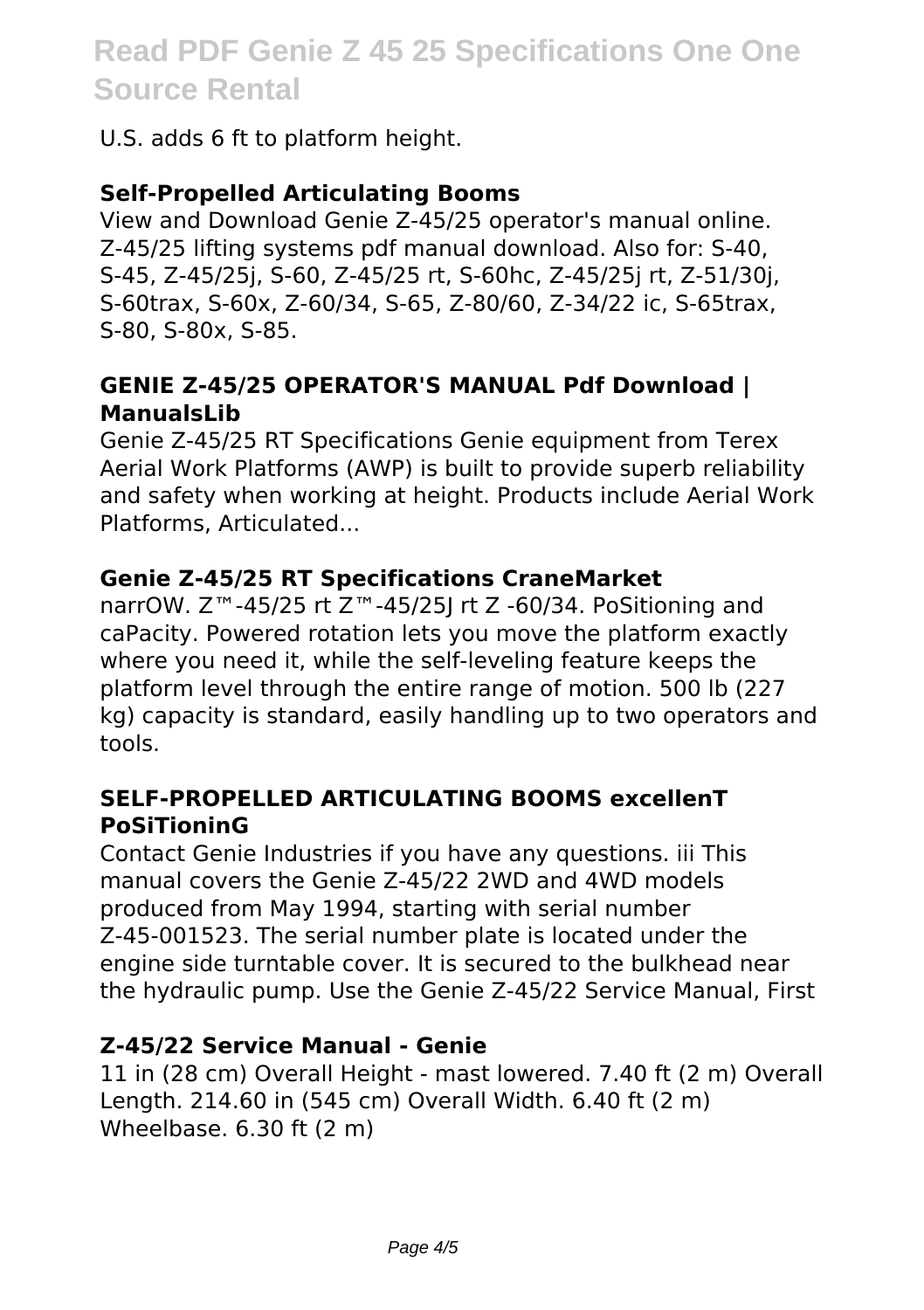U.S. adds 6 ft to platform height.

### Self-Propelled Articulating Booms

View and Download Genie Z-45/25 operator's manual online. Z-45/25 lifting systems pdf manual download. Also for: S-40, S-45, Z-45/25j, S-60, Z-45/25 rt, S-60hc, Z-45/25j rt, Z-51/30j, S-60trax, S-60x, Z-60/34, S-65, Z-80/60, Z-34/22 ic, S-65trax, S-80, S-80x, S-85.

### GENIE Z-45/25 OPERATOR'S MANUAL Pdf Download | ManualsLib

Genie Z-45/25 RT Specifications Genie equipment from Terex Aerial Work Platforms (AWP) is built to provide superb reliability and safety when working at height. Products include Aerial Work Platforms, Articulated...

### Genie Z-45/25 RT Specifications CraneMarket

narrOW. Z™-45/25 rt Z™-45/25J rt Z -60/34. PoSitioning and caPacity. Powered rotation lets you move the platform exactly where you need it, while the self-leveling feature keeps the platform level through the entire range of motion. 500 lb (227 kg) capacity is standard, easily handling up to two operators and tools.

### SELF-PROPELLED ARTICULATING BOOMS excellenT PoSiTioninG

Contact Genie Industries if you have any questions. iii This manual covers the Genie Z-45/22 2WD and 4WD models produced from May 1994, starting with serial number Z-45-001523. The serial number plate is located under the engine side turntable cover. It is secured to the bulkhead near the hydraulic pump. Use the Genie Z-45/22 Service Manual, First

### Z-45/22 Service Manual - Genie

11 in (28 cm) Overall Height - mast lowered. 7.40 ft (2 m) Overall Length. 214.60 in (545 cm) Overall Width. 6.40 ft (2 m) Wheelbase. 6.30 ft (2 m)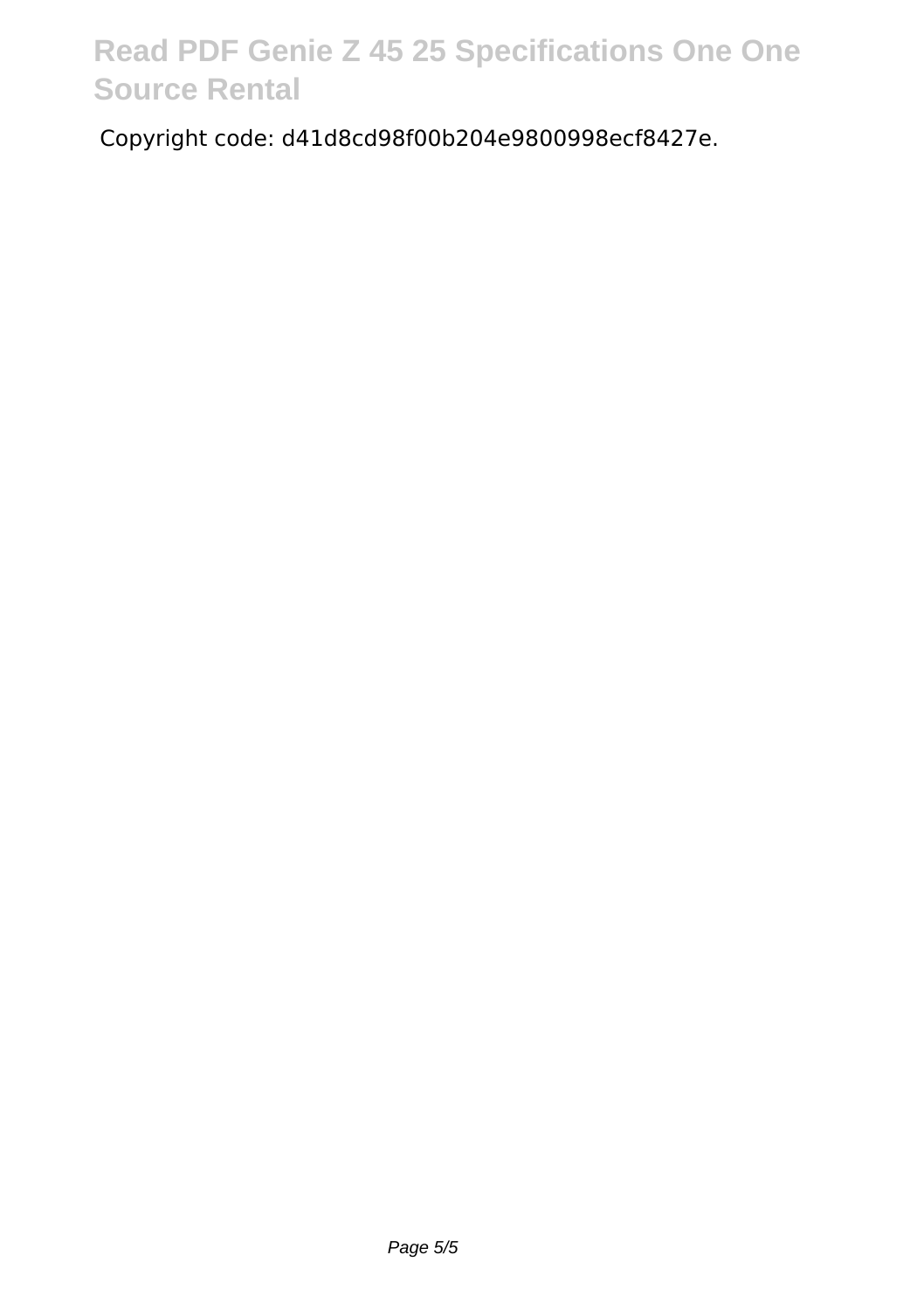Copyright code: d41d8cd98f00b204e9800998ecf8427e.